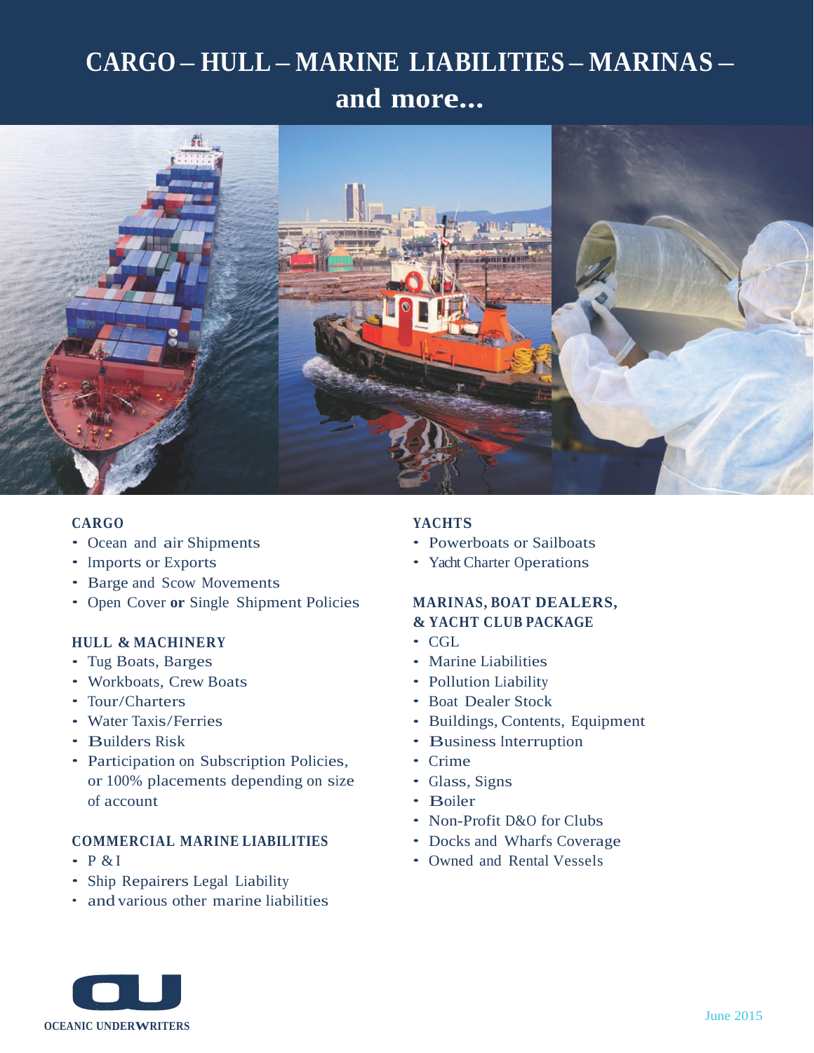# CARGO – HULL – MARINE LIABILITIES – MARINAS – and more...

### CARGO

- Ocean and air Shipments
- Imports or Exports
- Barge and Scow Movements
- Open Cover **or** Single Shipment Policies

### HULL & MACHINERY

- Tug Boats, Barges
- Workboats, Crew Boats
- Tour/Charters
- Water Taxis/Ferries
- Builders Risk
- Participation on Subscription Policies, or 100% placements depending on size of account

### COMMERCIAL MARINE LIABILITIES

- P & I
- Ship Repairers Legal Liability
- and various other marine liabilities

### YACHTS

- Powerboats or Sailboats
- Yacht Charter Operations

### MARINAS, BOAT DEALERS, & YACHT CLUB PACKAGE

- CGL
- Marine Liabilities
- Pollution Liability
- Boat Dealer Stock
- Buildings, Contents, Equipment
- Business Interruption
- Crime
- Glass, Signs
- Boiler
- Non-Profit D&O for Clubs
- Docks and Wharfs Coverage
- Owned and Rental Vessels

OCEANIC UNDERWRITERS

June 2015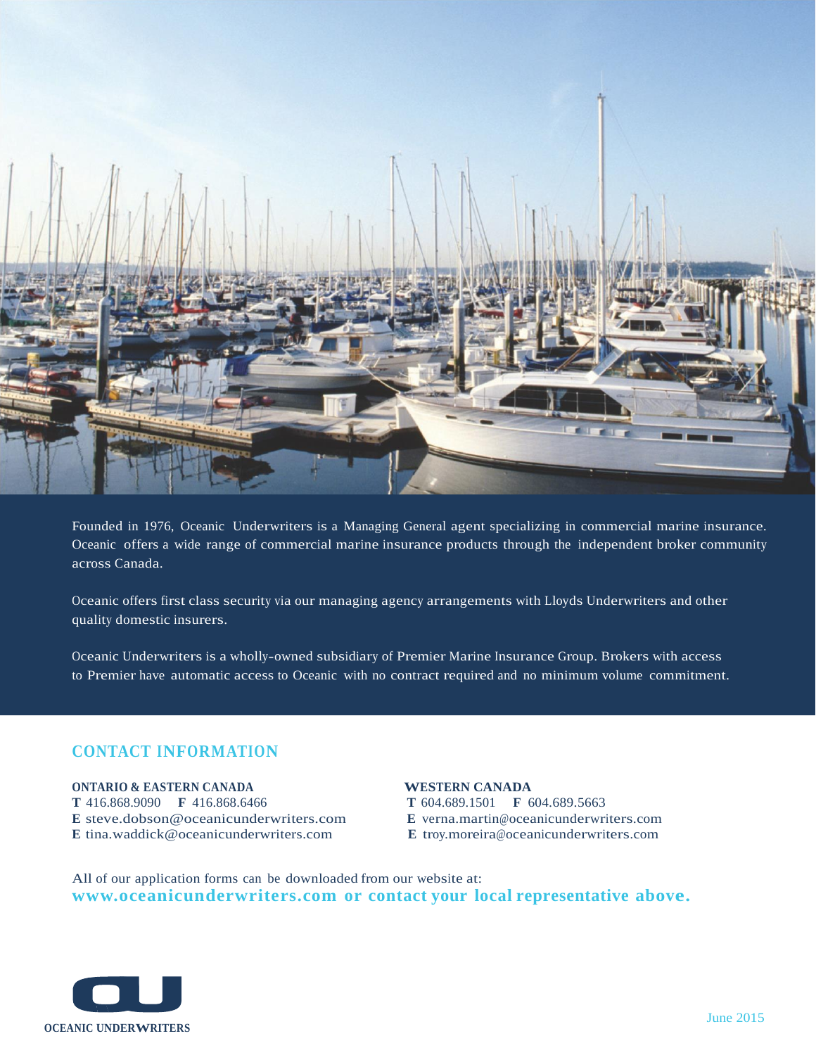Founded in 1976, Oceanic Underwriters is a Managing General agent specializing in commercial marine insurance. Oceanic offers a wide range of commercial marine insurance products through the independent broker community across Canada.

Oceanic offers first class security via our managing agency arrangements with Lloyds Underwriters and other quality domestic insurers.

Oceanic Underwriters is a wholly-owned subsidiary of Premier Marine Insurance Group. Brokers with access to Premier have automatic access to Oceanic with no contract required and no minimum volume commitment.

## CONTACT INFORMATION

**ONTARIO & EASTERN CANADA**
**T** 416.868.9090 **F** 416.868.6466
**E** steve.dobson@oceanicunderwriters.com
**E** tina.waddick@oceanicunderwriters.com

**WESTERN CANADA**
**T** 604.689.1501 **F** 604.689.5663
**E** verna.martin@oceanicunderwriters.com
**E** troy.moreira@oceanicunderwriters.com

All of our application forms can be downloaded from our website at:
**www.oceanicunderwriters.com or contact your local representative above.**

**OCEANIC UNDERWRITERS**

June 2015